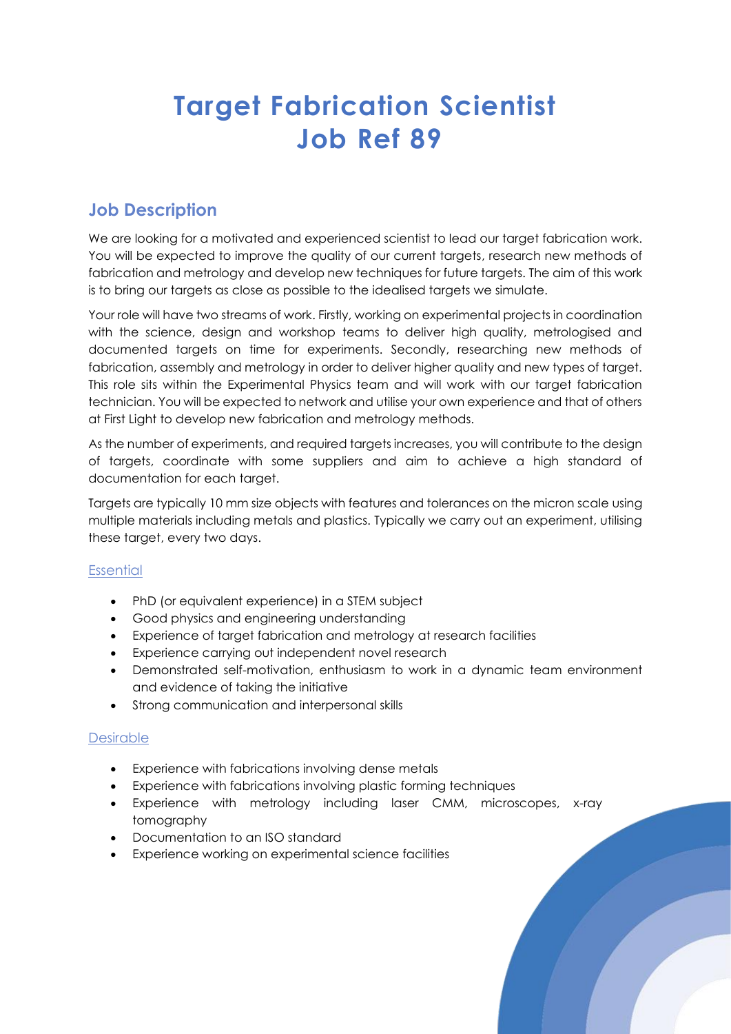# Target Fabrication Scientist
# Job Ref 89

## Job Description

We are looking for a motivated and experienced scientist to lead our target fabrication work. You will be expected to improve the quality of our current targets, research new methods of fabrication and metrology and develop new techniques for future targets. The aim of this work is to bring our targets as close as possible to the idealised targets we simulate.

Your role will have two streams of work. Firstly, working on experimental projects in coordination with the science, design and workshop teams to deliver high quality, metrologised and documented targets on time for experiments. Secondly, researching new methods of fabrication, assembly and metrology in order to deliver higher quality and new types of target. This role sits within the Experimental Physics team and will work with our target fabrication technician. You will be expected to network and utilise your own experience and that of others at First Light to develop new fabrication and metrology methods.

As the number of experiments, and required targets increases, you will contribute to the design of targets, coordinate with some suppliers and aim to achieve a high standard of documentation for each target.

Targets are typically 10 mm size objects with features and tolerances on the micron scale using multiple materials including metals and plastics. Typically we carry out an experiment, utilising these target, every two days.

### Essential

- PhD (or equivalent experience) in a STEM subject
- Good physics and engineering understanding
- Experience of target fabrication and metrology at research facilities
- Experience carrying out independent novel research
- Demonstrated self-motivation, enthusiasm to work in a dynamic team environment and evidence of taking the initiative
- Strong communication and interpersonal skills

### Desirable

- Experience with fabrications involving dense metals
- Experience with fabrications involving plastic forming techniques
- Experience with metrology including laser CMM, microscopes, x-ray tomography
- Documentation to an ISO standard
- Experience working on experimental science facilities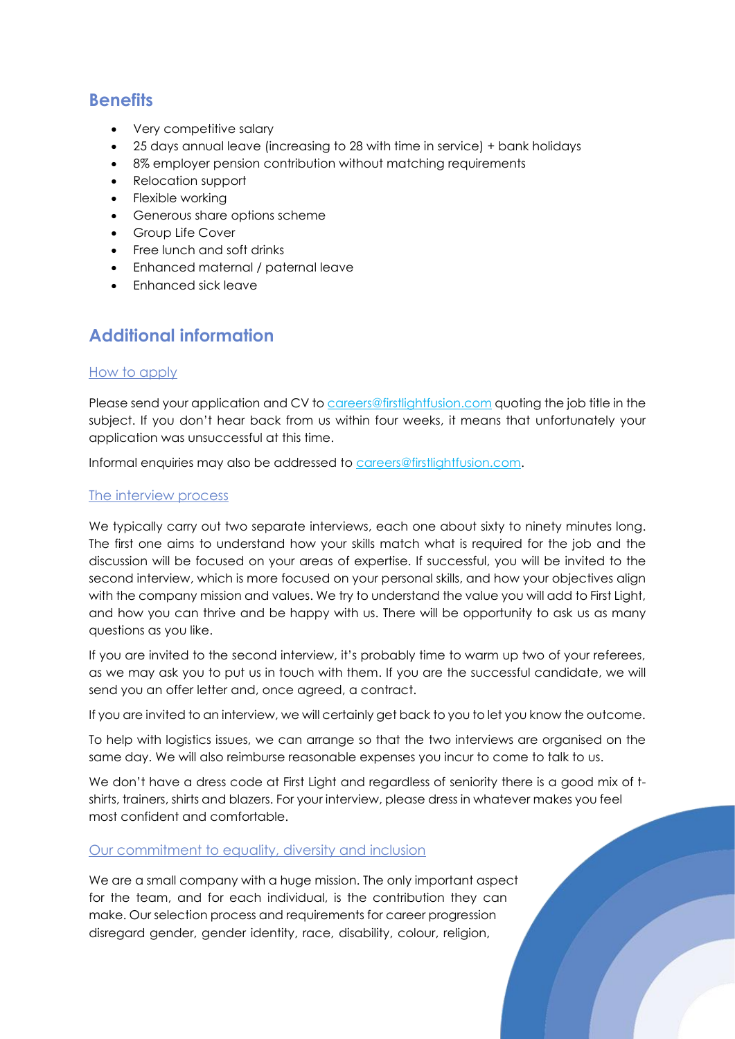## Benefits

- Very competitive salary
- 25 days annual leave (increasing to 28 with time in service) + bank holidays
- 8% employer pension contribution without matching requirements
- Relocation support
- Flexible working
- Generous share options scheme
- Group Life Cover
- Free lunch and soft drinks
- Enhanced maternal / paternal leave
- Enhanced sick leave

## Additional information

### How to apply

Please send your application and CV to careers@firstlightfusion.com quoting the job title in the subject. If you don't hear back from us within four weeks, it means that unfortunately your application was unsuccessful at this time.

Informal enquiries may also be addressed to careers@firstlightfusion.com.

### The interview process

We typically carry out two separate interviews, each one about sixty to ninety minutes long. The first one aims to understand how your skills match what is required for the job and the discussion will be focused on your areas of expertise. If successful, you will be invited to the second interview, which is more focused on your personal skills, and how your objectives align with the company mission and values. We try to understand the value you will add to First Light, and how you can thrive and be happy with us. There will be opportunity to ask us as many questions as you like.

If you are invited to the second interview, it's probably time to warm up two of your referees, as we may ask you to put us in touch with them. If you are the successful candidate, we will send you an offer letter and, once agreed, a contract.

If you are invited to an interview, we will certainly get back to you to let you know the outcome.

To help with logistics issues, we can arrange so that the two interviews are organised on the same day. We will also reimburse reasonable expenses you incur to come to talk to us.

We don't have a dress code at First Light and regardless of seniority there is a good mix of t-shirts, trainers, shirts and blazers. For your interview, please dress in whatever makes you feel most confident and comfortable.

### Our commitment to equality, diversity and inclusion

We are a small company with a huge mission. The only important aspect for the team, and for each individual, is the contribution they can make. Our selection process and requirements for career progression disregard gender, gender identity, race, disability, colour, religion,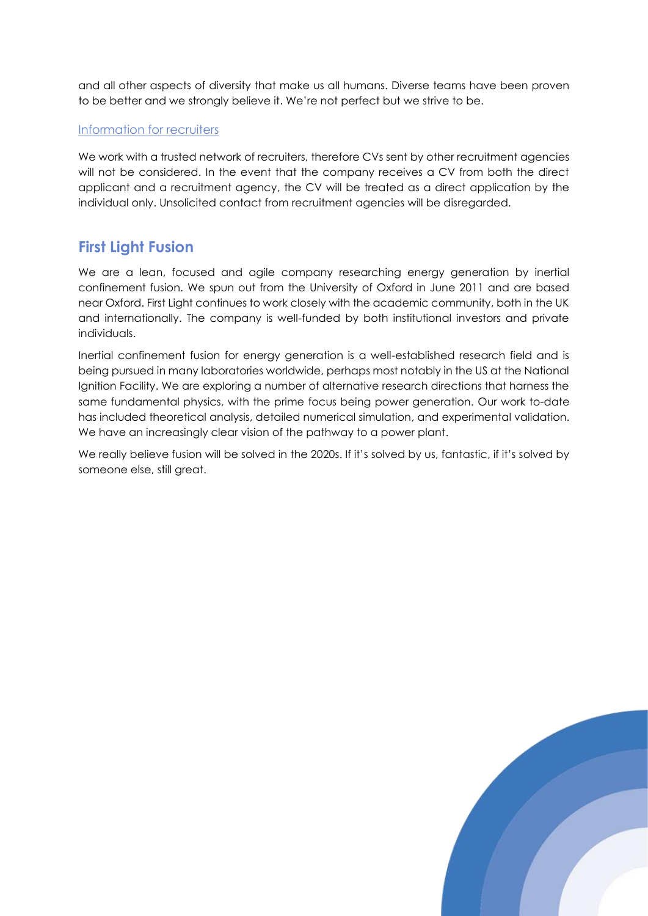and all other aspects of diversity that make us all humans. Diverse teams have been proven to be better and we strongly believe it. We're not perfect but we strive to be.

### Information for recruiters

We work with a trusted network of recruiters, therefore CVs sent by other recruitment agencies will not be considered. In the event that the company receives a CV from both the direct applicant and a recruitment agency, the CV will be treated as a direct application by the individual only. Unsolicited contact from recruitment agencies will be disregarded.

## First Light Fusion

We are a lean, focused and agile company researching energy generation by inertial confinement fusion. We spun out from the University of Oxford in June 2011 and are based near Oxford. First Light continues to work closely with the academic community, both in the UK and internationally. The company is well-funded by both institutional investors and private individuals.

Inertial confinement fusion for energy generation is a well-established research field and is being pursued in many laboratories worldwide, perhaps most notably in the US at the National Ignition Facility. We are exploring a number of alternative research directions that harness the same fundamental physics, with the prime focus being power generation. Our work to-date has included theoretical analysis, detailed numerical simulation, and experimental validation. We have an increasingly clear vision of the pathway to a power plant.

We really believe fusion will be solved in the 2020s. If it's solved by us, fantastic, if it's solved by someone else, still great.